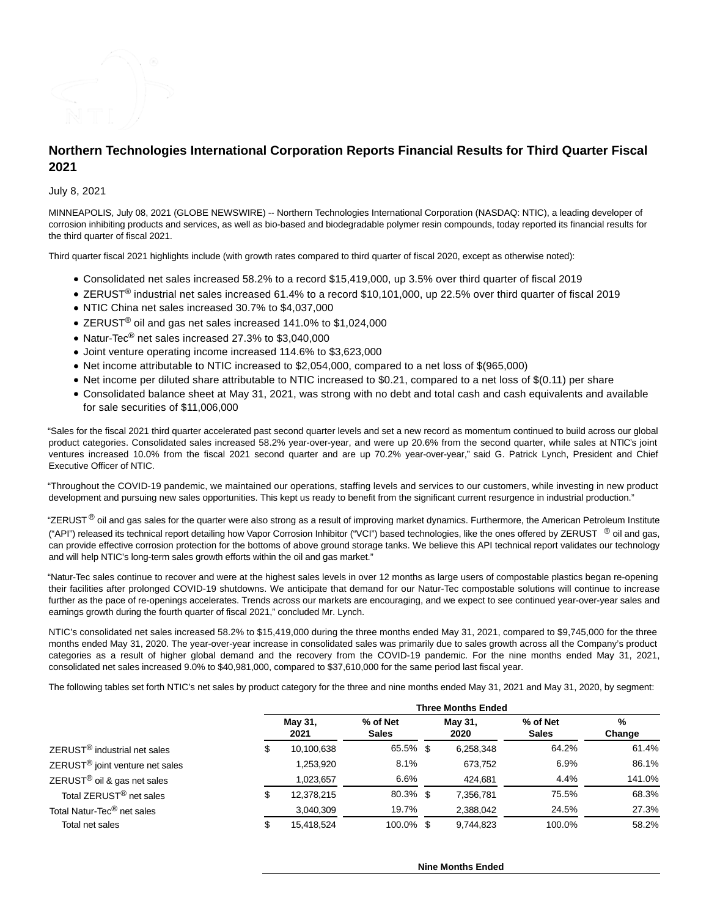# Northern Technologies International Corporation Reports Financial Results for Third Quarter Fiscal 2021

July 8, 2021

MINNEAPOLIS, July 08, 2021 (GLOBE NEWSWIRE) -- Northern Technologies International Corporation (NASDAQ: NTIC), a leading developer of corrosion inhibiting products and services, as well as bio-based and biodegradable polymer resin compounds, today reported its financial results for the third quarter of fiscal 2021.

Third quarter fiscal 2021 highlights include (with growth rates compared to third quarter of fiscal 2020, except as otherwise noted):

- Consolidated net sales increased 58.2% to a record $15,419,000, up 3.5% over third quarter of fiscal 2019
- ZERUST® industrial net sales increased 61.4% to a record $10,101,000, up 22.5% over third quarter of fiscal 2019
- NTIC China net sales increased 30.7% to $4,037,000
- ZERUST® oil and gas net sales increased 141.0% to $1,024,000
- Natur-Tec® net sales increased 27.3% to $3,040,000
- Joint venture operating income increased 114.6% to $3,623,000
- Net income attributable to NTIC increased to $2,054,000, compared to a net loss of $(965,000)
- Net income per diluted share attributable to NTIC increased to $0.21, compared to a net loss of $(0.11) per share
- Consolidated balance sheet at May 31, 2021, was strong with no debt and total cash and cash equivalents and available for sale securities of $11,006,000

"Sales for the fiscal 2021 third quarter accelerated past second quarter levels and set a new record as momentum continued to build across our global product categories. Consolidated sales increased 58.2% year-over-year, and were up 20.6% from the second quarter, while sales at NTIC's joint ventures increased 10.0% from the fiscal 2021 second quarter and are up 70.2% year-over-year," said G. Patrick Lynch, President and Chief Executive Officer of NTIC.

"Throughout the COVID-19 pandemic, we maintained our operations, staffing levels and services to our customers, while investing in new product development and pursuing new sales opportunities. This kept us ready to benefit from the significant current resurgence in industrial production."

"ZERUST® oil and gas sales for the quarter were also strong as a result of improving market dynamics. Furthermore, the American Petroleum Institute ("API") released its technical report detailing how Vapor Corrosion Inhibitor ("VCI") based technologies, like the ones offered by ZERUST® oil and gas, can provide effective corrosion protection for the bottoms of above ground storage tanks. We believe this API technical report validates our technology and will help NTIC's long-term sales growth efforts within the oil and gas market."

"Natur-Tec sales continue to recover and were at the highest sales levels in over 12 months as large users of compostable plastics began re-opening their facilities after prolonged COVID-19 shutdowns. We anticipate that demand for our Natur-Tec compostable solutions will continue to increase further as the pace of re-openings accelerates. Trends across our markets are encouraging, and we expect to see continued year-over-year sales and earnings growth during the fourth quarter of fiscal 2021," concluded Mr. Lynch.

NTIC's consolidated net sales increased 58.2% to $15,419,000 during the three months ended May 31, 2021, compared to $9,745,000 for the three months ended May 31, 2020. The year-over-year increase in consolidated sales was primarily due to sales growth across all the Company's product categories as a result of higher global demand and the recovery from the COVID-19 pandemic. For the nine months ended May 31, 2021, consolidated net sales increased 9.0% to $40,981,000, compared to $37,610,000 for the same period last fiscal year.

The following tables set forth NTIC's net sales by product category for the three and nine months ended May 31, 2021 and May 31, 2020, by segment:

| | Three Months Ended | | | | |
|---|---|---|---|---|---|
| | May 31, 2021 | % of Net Sales | May 31, 2020 | % of Net Sales | % Change |
| ZERUST® industrial net sales | $ 10,100,638 | 65.5% | $ 6,258,348 | 64.2% | 61.4% |
| ZERUST® joint venture net sales | 1,253,920 | 8.1% | 673,752 | 6.9% | 86.1% |
| ZERUST® oil & gas net sales | 1,023,657 | 6.6% | 424,681 | 4.4% | 141.0% |
| Total ZERUST® net sales | $ 12,378,215 | 80.3% | $ 7,356,781 | 75.5% | 68.3% |
| Total Natur-Tec® net sales | 3,040,309 | 19.7% | 2,388,042 | 24.5% | 27.3% |
| Total net sales | $ 15,418,524 | 100.0% | $ 9,744,823 | 100.0% | 58.2% |

Nine Months Ended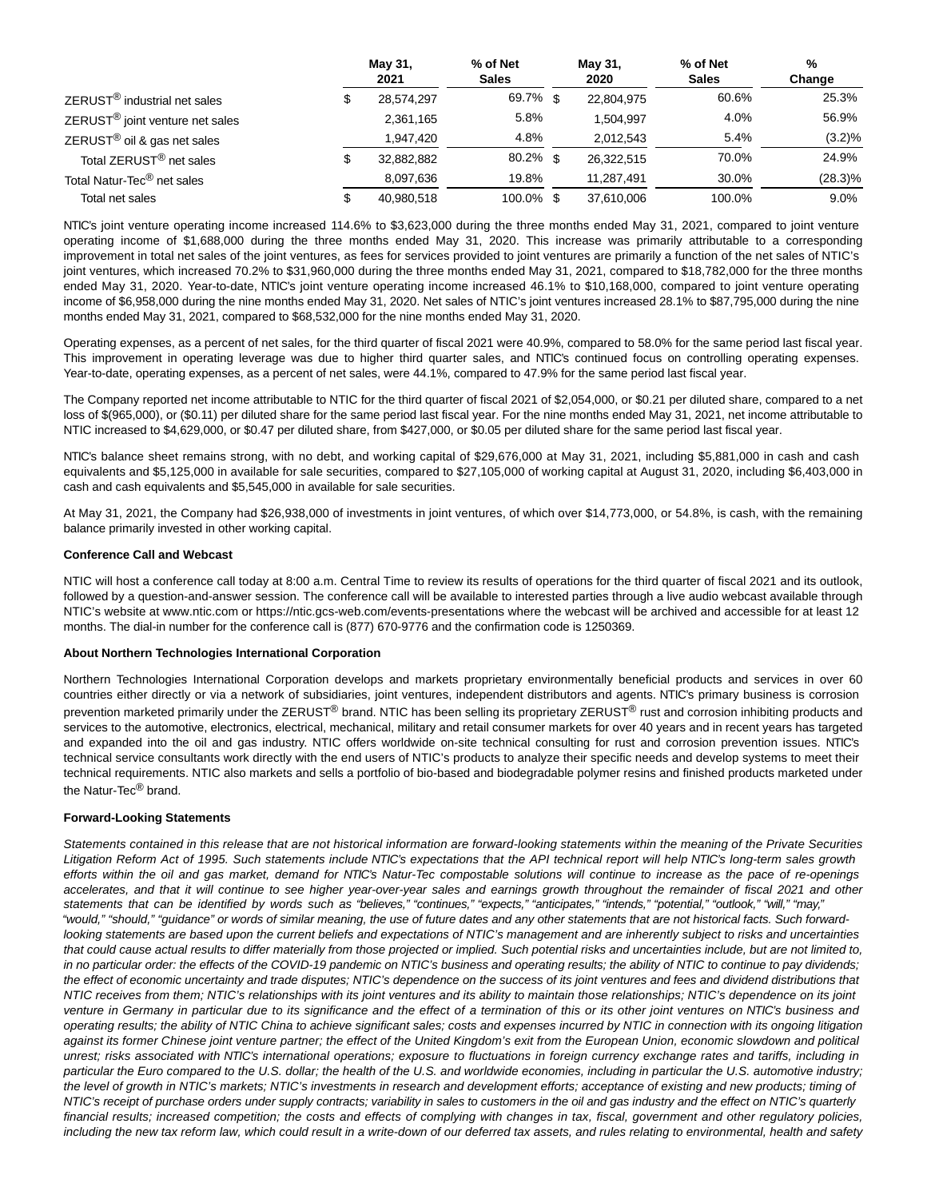| | May 31, 2021 | % of Net Sales | May 31, 2020 | % of Net Sales | % Change |
|---|---|---|---|---|---|
| ZERUST® industrial net sales | $ 28,574,297 | 69.7% | $ 22,804,975 | 60.6% | 25.3% |
| ZERUST® joint venture net sales | 2,361,165 | 5.8% | 1,504,997 | 4.0% | 56.9% |
| ZERUST® oil & gas net sales | 1,947,420 | 4.8% | 2,012,543 | 5.4% | (3.2)% |
| Total ZERUST® net sales | $ 32,882,882 | 80.2% | $ 26,322,515 | 70.0% | 24.9% |
| Total Natur-Tec® net sales | 8,097,636 | 19.8% | 11,287,491 | 30.0% | (28.3)% |
| Total net sales | $ 40,980,518 | 100.0% | $ 37,610,006 | 100.0% | 9.0% |

NTIC's joint venture operating income increased 114.6% to $3,623,000 during the three months ended May 31, 2021, compared to joint venture operating income of $1,688,000 during the three months ended May 31, 2020. This increase was primarily attributable to a corresponding improvement in total net sales of the joint ventures, as fees for services provided to joint ventures are primarily a function of the net sales of NTIC's joint ventures, which increased 70.2% to $31,960,000 during the three months ended May 31, 2021, compared to $18,782,000 for the three months ended May 31, 2020. Year-to-date, NTIC's joint venture operating income increased 46.1% to $10,168,000, compared to joint venture operating income of $6,958,000 during the nine months ended May 31, 2020. Net sales of NTIC's joint ventures increased 28.1% to $87,795,000 during the nine months ended May 31, 2021, compared to $68,532,000 for the nine months ended May 31, 2020.

Operating expenses, as a percent of net sales, for the third quarter of fiscal 2021 were 40.9%, compared to 58.0% for the same period last fiscal year. This improvement in operating leverage was due to higher third quarter sales, and NTIC's continued focus on controlling operating expenses. Year-to-date, operating expenses, as a percent of net sales, were 44.1%, compared to 47.9% for the same period last fiscal year.

The Company reported net income attributable to NTIC for the third quarter of fiscal 2021 of $2,054,000, or $0.21 per diluted share, compared to a net loss of $(965,000), or ($0.11) per diluted share for the same period last fiscal year. For the nine months ended May 31, 2021, net income attributable to NTIC increased to $4,629,000, or $0.47 per diluted share, from $427,000, or $0.05 per diluted share for the same period last fiscal year.

NTIC's balance sheet remains strong, with no debt, and working capital of $29,676,000 at May 31, 2021, including $5,881,000 in cash and cash equivalents and $5,125,000 in available for sale securities, compared to $27,105,000 of working capital at August 31, 2020, including $6,403,000 in cash and cash equivalents and $5,545,000 in available for sale securities.

At May 31, 2021, the Company had $26,938,000 of investments in joint ventures, of which over $14,773,000, or 54.8%, is cash, with the remaining balance primarily invested in other working capital.

**Conference Call and Webcast**

NTIC will host a conference call today at 8:00 a.m. Central Time to review its results of operations for the third quarter of fiscal 2021 and its outlook, followed by a question-and-answer session. The conference call will be available to interested parties through a live audio webcast available through NTIC's website at www.ntic.com or https://ntic.gcs-web.com/events-presentations where the webcast will be archived and accessible for at least 12 months. The dial-in number for the conference call is (877) 670-9776 and the confirmation code is 1250369.

**About Northern Technologies International Corporation**

Northern Technologies International Corporation develops and markets proprietary environmentally beneficial products and services in over 60 countries either directly or via a network of subsidiaries, joint ventures, independent distributors and agents. NTIC's primary business is corrosion prevention marketed primarily under the ZERUST® brand. NTIC has been selling its proprietary ZERUST® rust and corrosion inhibiting products and services to the automotive, electronics, electrical, mechanical, military and retail consumer markets for over 40 years and in recent years has targeted and expanded into the oil and gas industry. NTIC offers worldwide on-site technical consulting for rust and corrosion prevention issues. NTIC's technical service consultants work directly with the end users of NTIC's products to analyze their specific needs and develop systems to meet their technical requirements. NTIC also markets and sells a portfolio of bio-based and biodegradable polymer resins and finished products marketed under the Natur-Tec® brand.

**Forward-Looking Statements**

*Statements contained in this release that are not historical information are forward-looking statements within the meaning of the Private Securities Litigation Reform Act of 1995. Such statements include NTIC's expectations that the API technical report will help NTIC's long-term sales growth efforts within the oil and gas market, demand for NTIC's Natur-Tec compostable solutions will continue to increase as the pace of re-openings accelerates, and that it will continue to see higher year-over-year sales and earnings growth throughout the remainder of fiscal 2021 and other statements that can be identified by words such as "believes," "continues," "expects," "anticipates," "intends," "potential," "outlook," "will," "may," "would," "should," "guidance" or words of similar meaning, the use of future dates and any other statements that are not historical facts. Such forward-looking statements are based upon the current beliefs and expectations of NTIC's management and are inherently subject to risks and uncertainties that could cause actual results to differ materially from those projected or implied. Such potential risks and uncertainties include, but are not limited to, in no particular order: the effects of the COVID-19 pandemic on NTIC's business and operating results; the ability of NTIC to continue to pay dividends; the effect of economic uncertainty and trade disputes; NTIC's dependence on the success of its joint ventures and fees and dividend distributions that NTIC receives from them; NTIC's relationships with its joint ventures and its ability to maintain those relationships; NTIC's dependence on its joint venture in Germany in particular due to its significance and the effect of a termination of this or its other joint ventures on NTIC's business and operating results; the ability of NTIC China to achieve significant sales; costs and expenses incurred by NTIC in connection with its ongoing litigation against its former Chinese joint venture partner; the effect of the United Kingdom's exit from the European Union, economic slowdown and political unrest; risks associated with NTIC's international operations; exposure to fluctuations in foreign currency exchange rates and tariffs, including in particular the Euro compared to the U.S. dollar; the health of the U.S. and worldwide economies, including in particular the U.S. automotive industry; the level of growth in NTIC's markets; NTIC's investments in research and development efforts; acceptance of existing and new products; timing of NTIC's receipt of purchase orders under supply contracts; variability in sales to customers in the oil and gas industry and the effect on NTIC's quarterly financial results; increased competition; the costs and effects of complying with changes in tax, fiscal, government and other regulatory policies, including the new tax reform law, which could result in a write-down of our deferred tax assets, and rules relating to environmental, health and safety*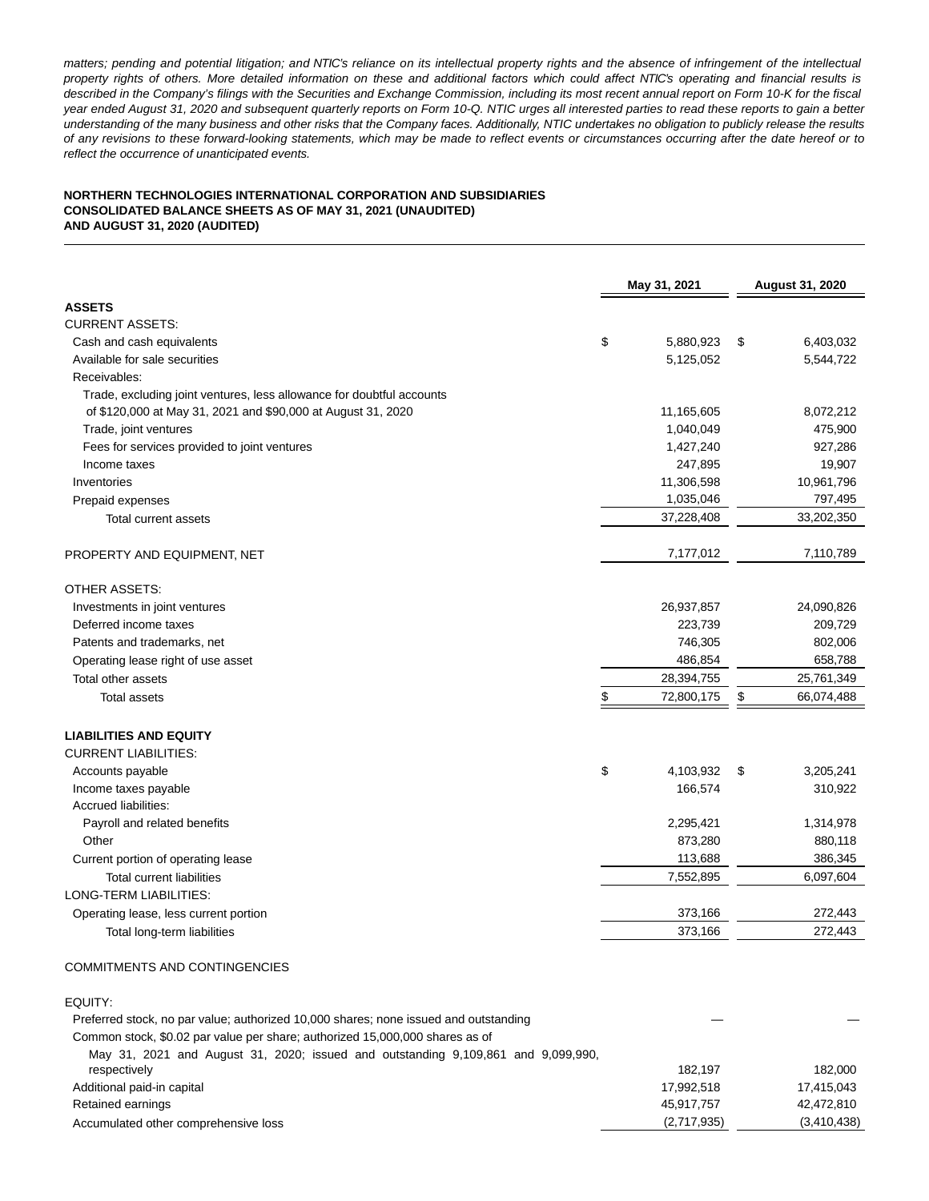*matters; pending and potential litigation; and NTIC's reliance on its intellectual property rights and the absence of infringement of the intellectual property rights of others. More detailed information on these and additional factors which could affect NTIC's operating and financial results is described in the Company's filings with the Securities and Exchange Commission, including its most recent annual report on Form 10-K for the fiscal year ended August 31, 2020 and subsequent quarterly reports on Form 10-Q. NTIC urges all interested parties to read these reports to gain a better understanding of the many business and other risks that the Company faces. Additionally, NTIC undertakes no obligation to publicly release the results of any revisions to these forward-looking statements, which may be made to reflect events or circumstances occurring after the date hereof or to reflect the occurrence of unanticipated events.*

**NORTHERN TECHNOLOGIES INTERNATIONAL CORPORATION AND SUBSIDIARIES**
**CONSOLIDATED BALANCE SHEETS AS OF MAY 31, 2021 (UNAUDITED)**
**AND AUGUST 31, 2020 (AUDITED)**

| | May 31, 2021 | August 31, 2020 |
|---|---|---|
| **ASSETS** | | |
| CURRENT ASSETS: | | |
| Cash and cash equivalents | $ 5,880,923 | $ 6,403,032 |
| Available for sale securities | 5,125,052 | 5,544,722 |
| Receivables: | | |
| Trade, excluding joint ventures, less allowance for doubtful accounts of $120,000 at May 31, 2021 and $90,000 at August 31, 2020 | 11,165,605 | 8,072,212 |
| Trade, joint ventures | 1,040,049 | 475,900 |
| Fees for services provided to joint ventures | 1,427,240 | 927,286 |
| Income taxes | 247,895 | 19,907 |
| Inventories | 11,306,598 | 10,961,796 |
| Prepaid expenses | 1,035,046 | 797,495 |
| Total current assets | 37,228,408 | 33,202,350 |
| PROPERTY AND EQUIPMENT, NET | 7,177,012 | 7,110,789 |
| OTHER ASSETS: | | |
| Investments in joint ventures | 26,937,857 | 24,090,826 |
| Deferred income taxes | 223,739 | 209,729 |
| Patents and trademarks, net | 746,305 | 802,006 |
| Operating lease right of use asset | 486,854 | 658,788 |
| Total other assets | 28,394,755 | 25,761,349 |
| Total assets | $ 72,800,175 | $ 66,074,488 |
| **LIABILITIES AND EQUITY** | | |
| CURRENT LIABILITIES: | | |
| Accounts payable | $ 4,103,932 | $ 3,205,241 |
| Income taxes payable | 166,574 | 310,922 |
| Accrued liabilities: | | |
| Payroll and related benefits | 2,295,421 | 1,314,978 |
| Other | 873,280 | 880,118 |
| Current portion of operating lease | 113,688 | 386,345 |
| Total current liabilities | 7,552,895 | 6,097,604 |
| LONG-TERM LIABILITIES: | | |
| Operating lease, less current portion | 373,166 | 272,443 |
| Total long-term liabilities | 373,166 | 272,443 |
| COMMITMENTS AND CONTINGENCIES | | |
| EQUITY: | | |
| Preferred stock, no par value; authorized 10,000 shares; none issued and outstanding | — | — |
| Common stock, $0.02 par value per share; authorized 15,000,000 shares as of May 31, 2021 and August 31, 2020; issued and outstanding 9,109,861 and 9,099,990, respectively | 182,197 | 182,000 |
| Additional paid-in capital | 17,992,518 | 17,415,043 |
| Retained earnings | 45,917,757 | 42,472,810 |
| Accumulated other comprehensive loss | (2,717,935) | (3,410,438) |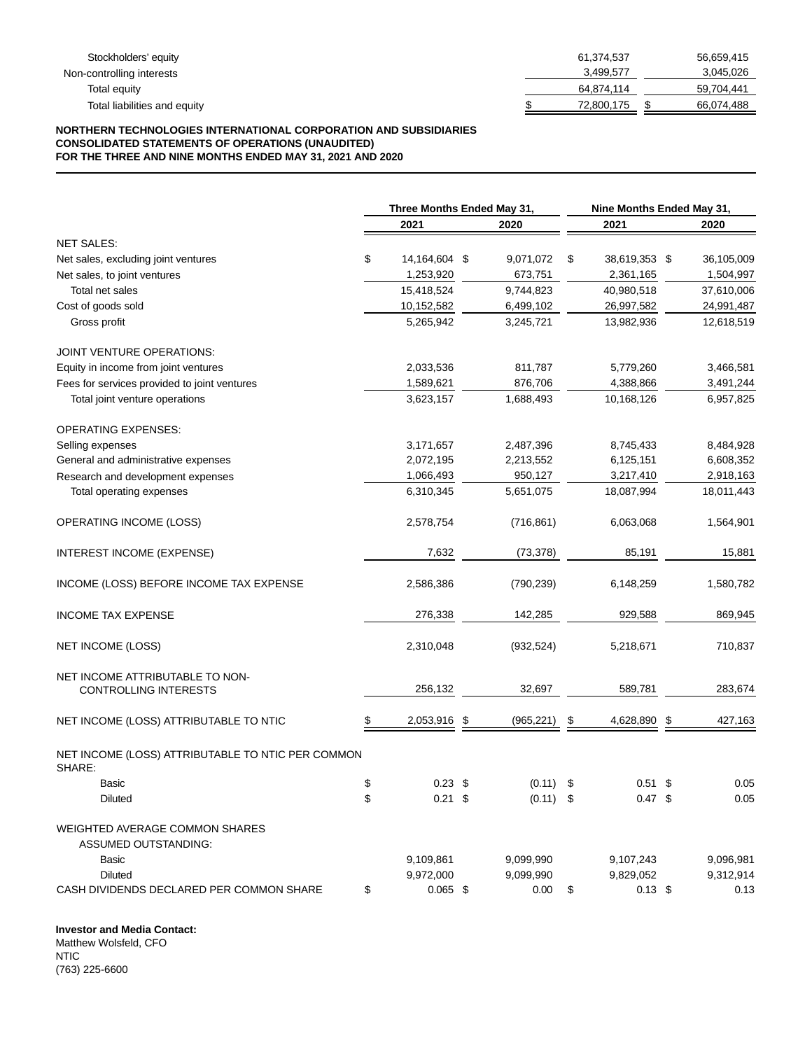| | | |
|---|---|---|
| Stockholders' equity | 61,374,537 | 56,659,415 |
| Non-controlling interests | 3,499,577 | 3,045,026 |
| Total equity | 64,874,114 | 59,704,441 |
| Total liabilities and equity | $ 72,800,175 | $ 66,074,488 |

**NORTHERN TECHNOLOGIES INTERNATIONAL CORPORATION AND SUBSIDIARIES**
**CONSOLIDATED STATEMENTS OF OPERATIONS (UNAUDITED)**
**FOR THE THREE AND NINE MONTHS ENDED MAY 31, 2021 AND 2020**

| | Three Months Ended May 31, | | Nine Months Ended May 31, | |
|---|---|---|---|---|
| | **2021** | **2020** | **2021** | **2020** |
| NET SALES: | | | | |
| Net sales, excluding joint ventures | $ 14,164,604 | $ 9,071,072 | $ 38,619,353 | $ 36,105,009 |
| Net sales, to joint ventures | 1,253,920 | 673,751 | 2,361,165 | 1,504,997 |
| Total net sales | 15,418,524 | 9,744,823 | 40,980,518 | 37,610,006 |
| Cost of goods sold | 10,152,582 | 6,499,102 | 26,997,582 | 24,991,487 |
| Gross profit | 5,265,942 | 3,245,721 | 13,982,936 | 12,618,519 |
| JOINT VENTURE OPERATIONS: | | | | |
| Equity in income from joint ventures | 2,033,536 | 811,787 | 5,779,260 | 3,466,581 |
| Fees for services provided to joint ventures | 1,589,621 | 876,706 | 4,388,866 | 3,491,244 |
| Total joint venture operations | 3,623,157 | 1,688,493 | 10,168,126 | 6,957,825 |
| OPERATING EXPENSES: | | | | |
| Selling expenses | 3,171,657 | 2,487,396 | 8,745,433 | 8,484,928 |
| General and administrative expenses | 2,072,195 | 2,213,552 | 6,125,151 | 6,608,352 |
| Research and development expenses | 1,066,493 | 950,127 | 3,217,410 | 2,918,163 |
| Total operating expenses | 6,310,345 | 5,651,075 | 18,087,994 | 18,011,443 |
| OPERATING INCOME (LOSS) | 2,578,754 | (716,861) | 6,063,068 | 1,564,901 |
| INTEREST INCOME (EXPENSE) | 7,632 | (73,378) | 85,191 | 15,881 |
| INCOME (LOSS) BEFORE INCOME TAX EXPENSE | 2,586,386 | (790,239) | 6,148,259 | 1,580,782 |
| INCOME TAX EXPENSE | 276,338 | 142,285 | 929,588 | 869,945 |
| NET INCOME (LOSS) | 2,310,048 | (932,524) | 5,218,671 | 710,837 |
| NET INCOME ATTRIBUTABLE TO NON-CONTROLLING INTERESTS | 256,132 | 32,697 | 589,781 | 283,674 |
| NET INCOME (LOSS) ATTRIBUTABLE TO NTIC | $ 2,053,916 | $ (965,221) | $ 4,628,890 | $ 427,163 |
| NET INCOME (LOSS) ATTRIBUTABLE TO NTIC PER COMMON SHARE: | | | | |
| Basic | $ 0.23 | $ (0.11) | $ 0.51 | $ 0.05 |
| Diluted | $ 0.21 | $ (0.11) | $ 0.47 | $ 0.05 |
| WEIGHTED AVERAGE COMMON SHARES ASSUMED OUTSTANDING: | | | | |
| Basic | 9,109,861 | 9,099,990 | 9,107,243 | 9,096,981 |
| Diluted | 9,972,000 | 9,099,990 | 9,829,052 | 9,312,914 |
| CASH DIVIDENDS DECLARED PER COMMON SHARE | $ 0.065 | $ 0.00 | $ 0.13 | $ 0.13 |

**Investor and Media Contact:**
Matthew Wolsfeld, CFO
NTIC
(763) 225-6600